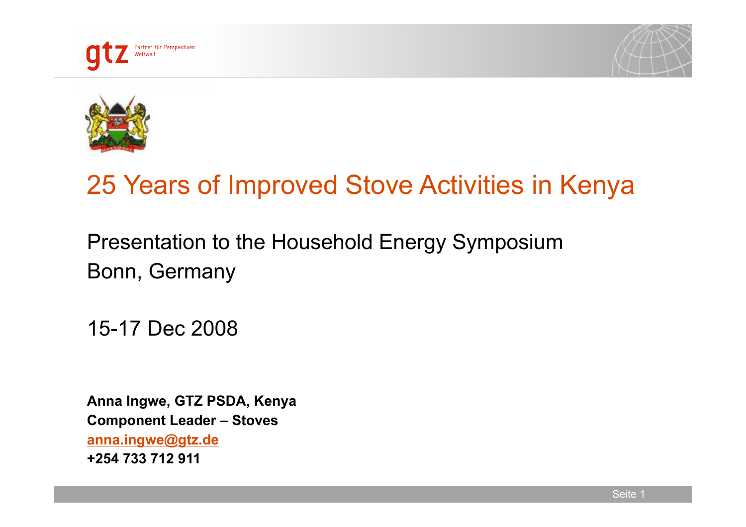# 25 Years of Improved Stove Activities in Kenya

Presentation to the Household Energy Symposium
Bonn, Germany

15-17 Dec 2008

**Anna Ingwe, GTZ PSDA, Kenya**
**Component Leader – Stoves**
**anna.ingwe@gtz.de**
**+254 733 712 911**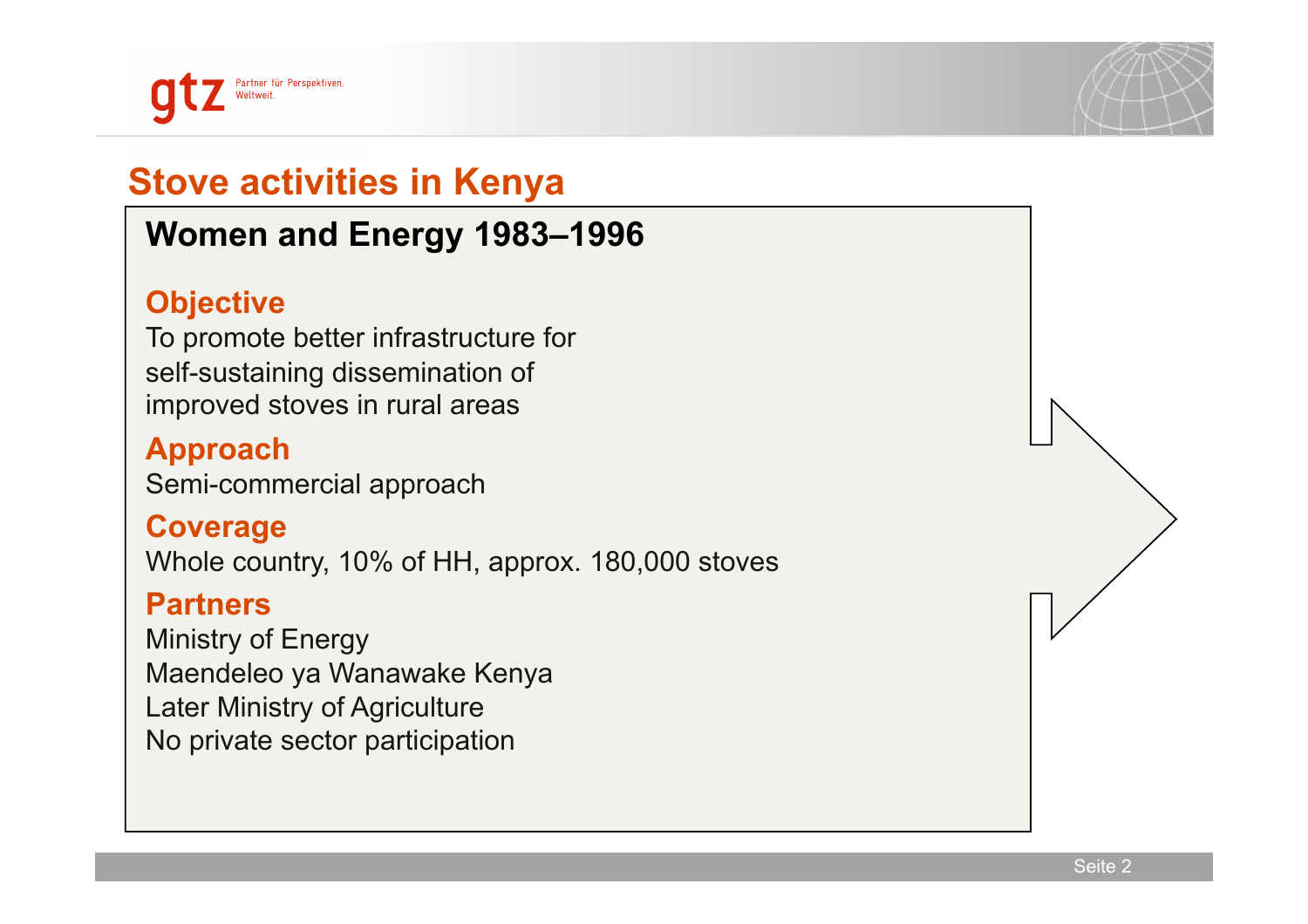# Stove activities in Kenya

## Women and Energy 1983–1996

### Objective

To promote better infrastructure for self-sustaining dissemination of improved stoves in rural areas

### Approach

Semi-commercial approach

### Coverage

Whole country, 10% of HH, approx. 180,000 stoves

### Partners

Ministry of Energy
Maendeleo ya Wanawake Kenya
Later Ministry of Agriculture
No private sector participation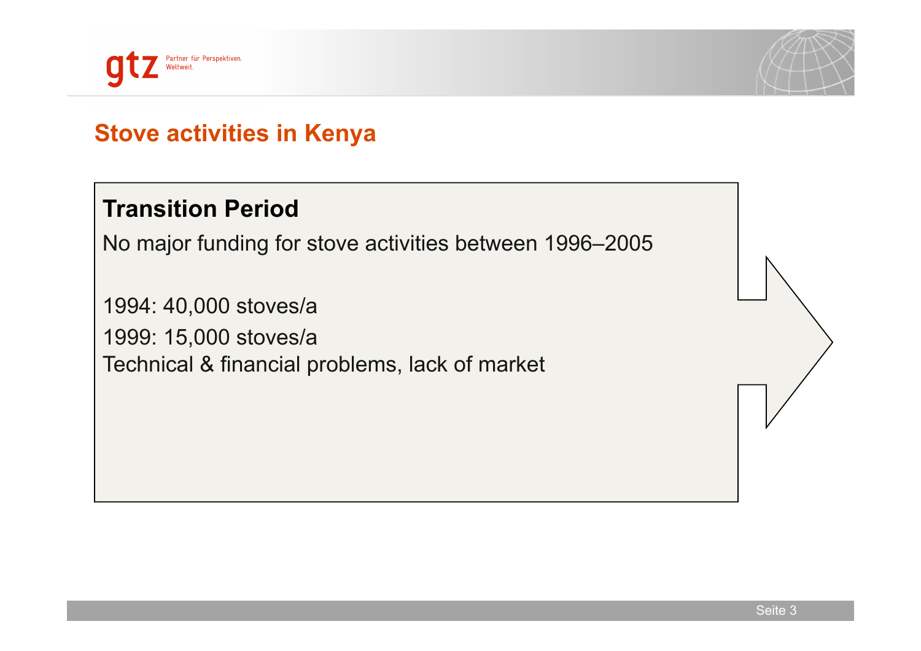## Stove activities in Kenya

### Transition Period

No major funding for stove activities between 1996–2005

1994: 40,000 stoves/a

1999: 15,000 stoves/a

Technical & financial problems, lack of market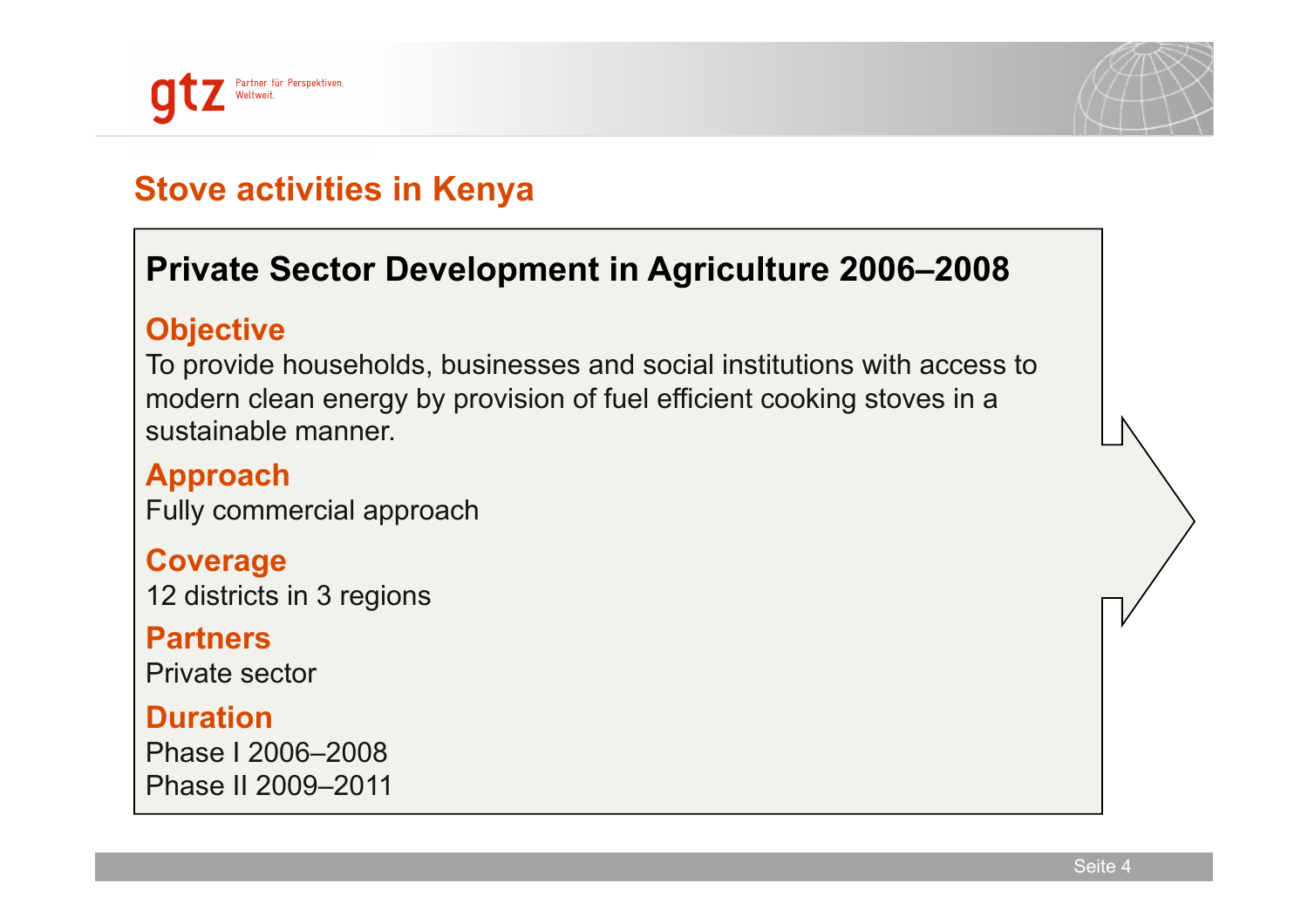# Stove activities in Kenya

## Private Sector Development in Agriculture 2006–2008

### Objective

To provide households, businesses and social institutions with access to modern clean energy by provision of fuel efficient cooking stoves in a sustainable manner.

### Approach

Fully commercial approach

### Coverage

12 districts in 3 regions

### Partners

Private sector

### Duration

Phase I 2006–2008
Phase II 2009–2011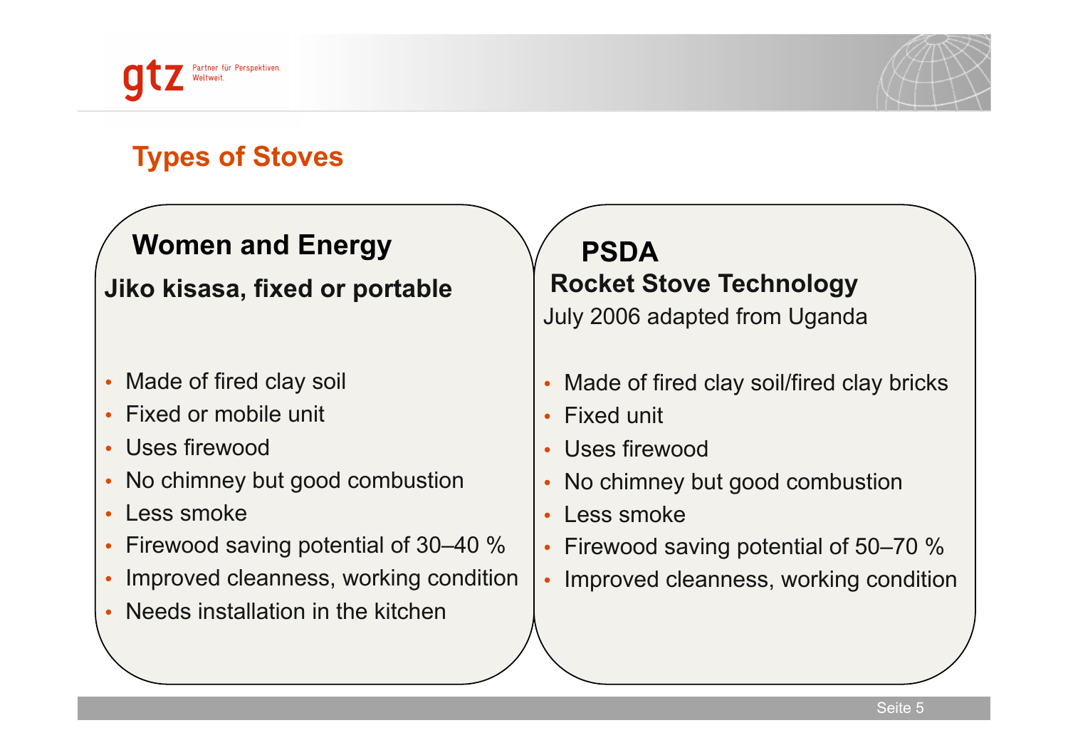## Types of Stoves

### Women and Energy

**Jiko kisasa, fixed or portable**

- Made of fired clay soil
- Fixed or mobile unit
- Uses firewood
- No chimney but good combustion
- Less smoke
- Firewood saving potential of 30–40 %
- Improved cleanness, working condition
- Needs installation in the kitchen

### PSDA

**Rocket Stove Technology**

July 2006 adapted from Uganda

- Made of fired clay soil/fired clay bricks
- Fixed unit
- Uses firewood
- No chimney but good combustion
- Less smoke
- Firewood saving potential of 50–70 %
- Improved cleanness, working condition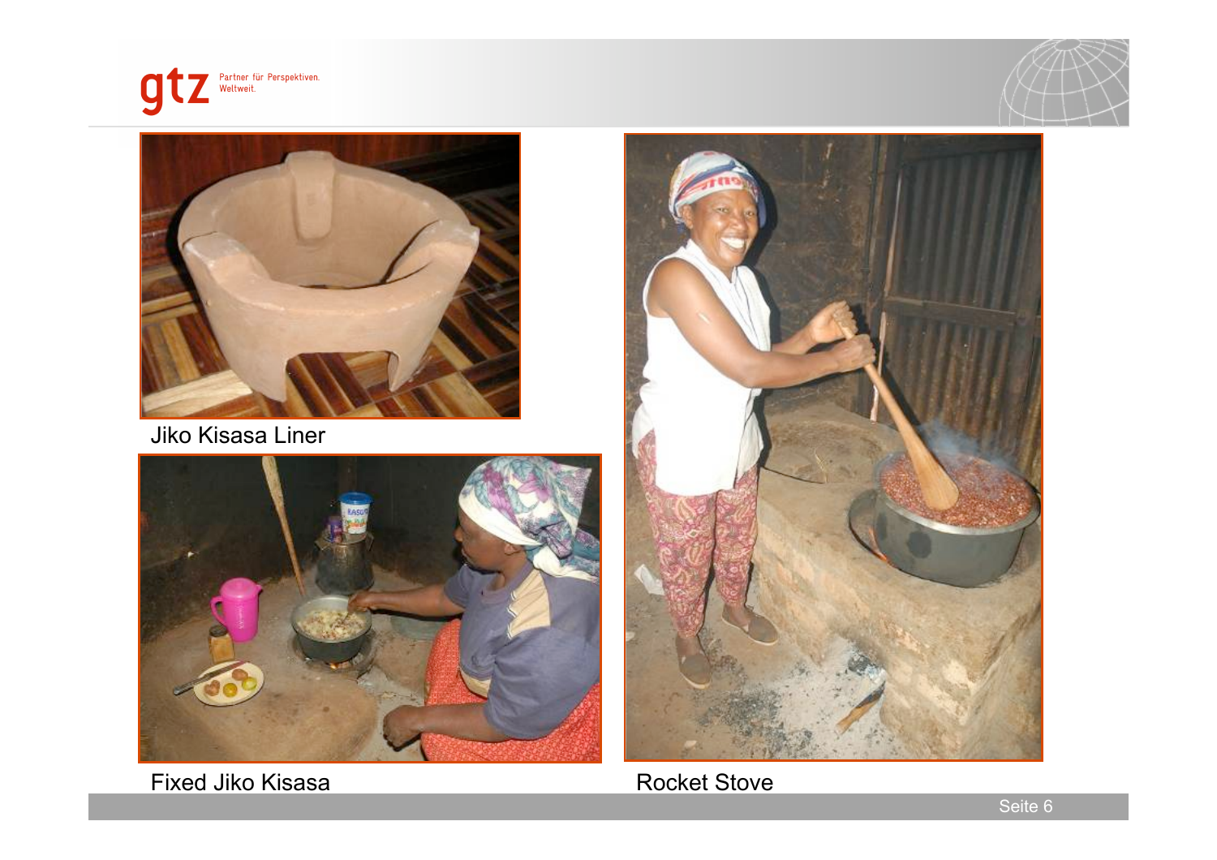Jiko Kisasa Liner

Fixed Jiko Kisasa

Rocket Stove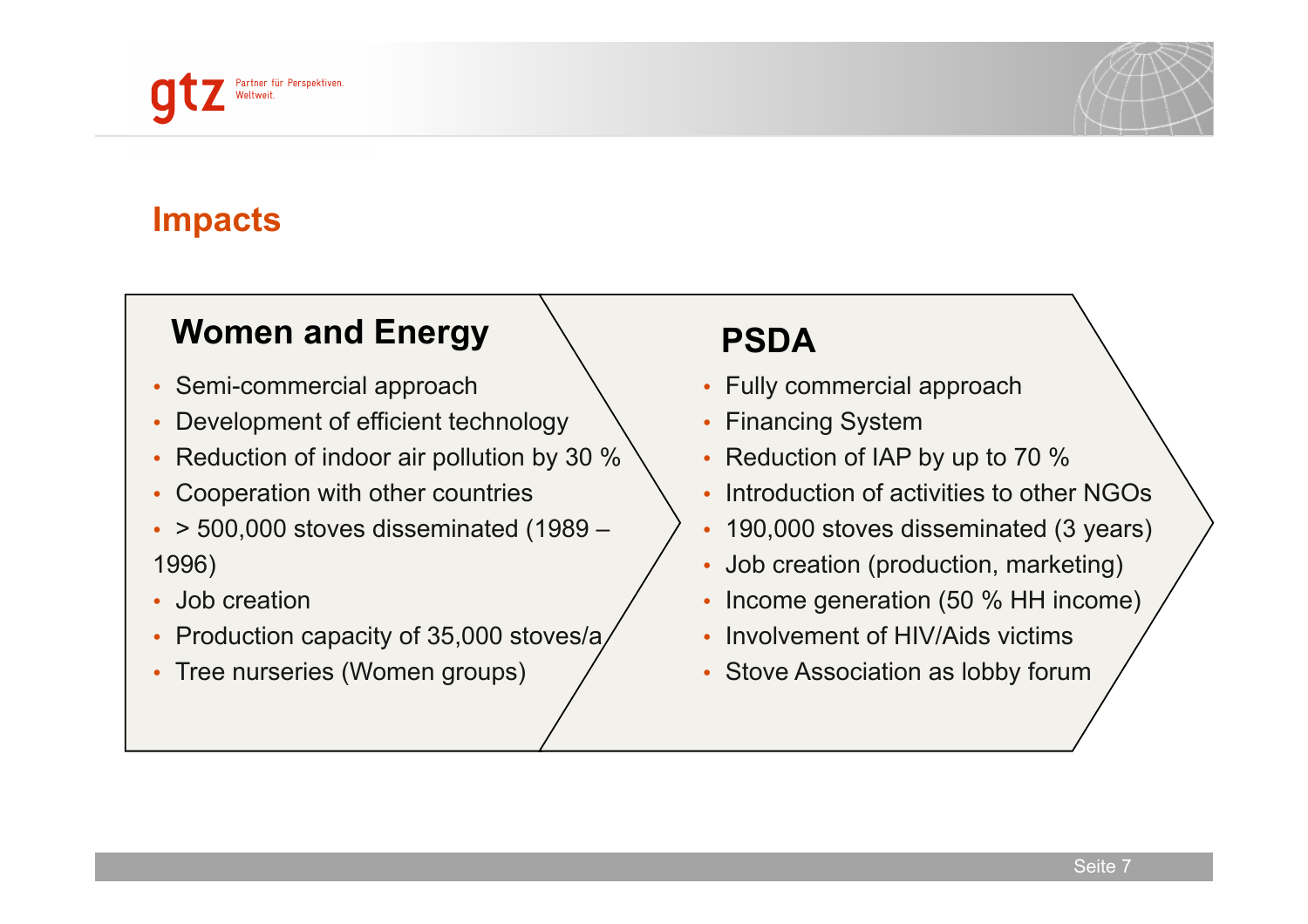## Impacts

### Women and Energy

- Semi-commercial approach
- Development of efficient technology
- Reduction of indoor air pollution by 30 %
- Cooperation with other countries
- > 500,000 stoves disseminated (1989 – 1996)
- Job creation
- Production capacity of 35,000 stoves/a
- Tree nurseries (Women groups)

### PSDA

- Fully commercial approach
- Financing System
- Reduction of IAP by up to 70 %
- Introduction of activities to other NGOs
- 190,000 stoves disseminated (3 years)
- Job creation (production, marketing)
- Income generation (50 % HH income)
- Involvement of HIV/Aids victims
- Stove Association as lobby forum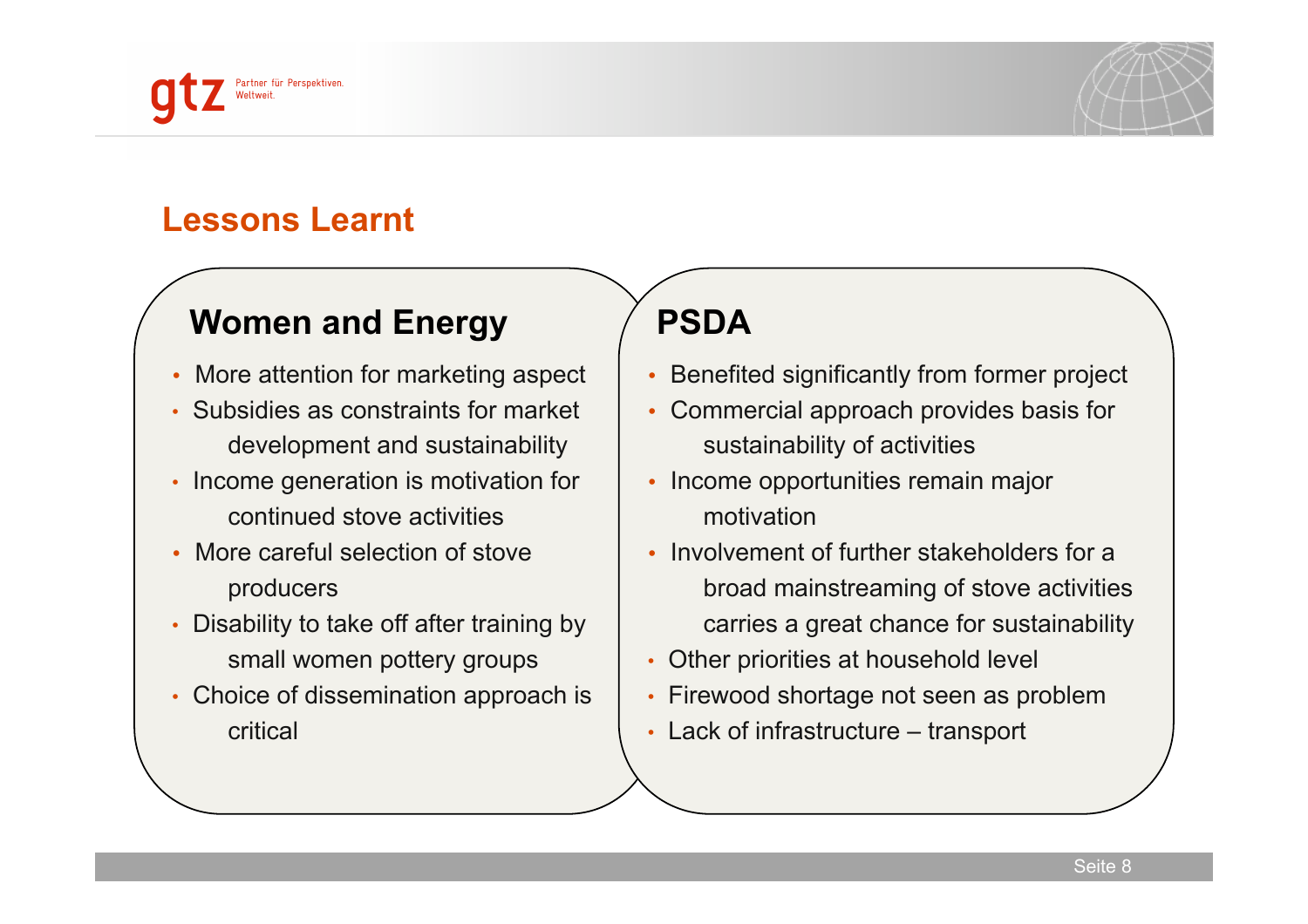## Lessons Learnt

### Women and Energy

- More attention for marketing aspect
- Subsidies as constraints for market development and sustainability
- Income generation is motivation for continued stove activities
- More careful selection of stove producers
- Disability to take off after training by small women pottery groups
- Choice of dissemination approach is critical

### PSDA

- Benefited significantly from former project
- Commercial approach provides basis for sustainability of activities
- Income opportunities remain major motivation
- Involvement of further stakeholders for a broad mainstreaming of stove activities carries a great chance for sustainability
- Other priorities at household level
- Firewood shortage not seen as problem
- Lack of infrastructure – transport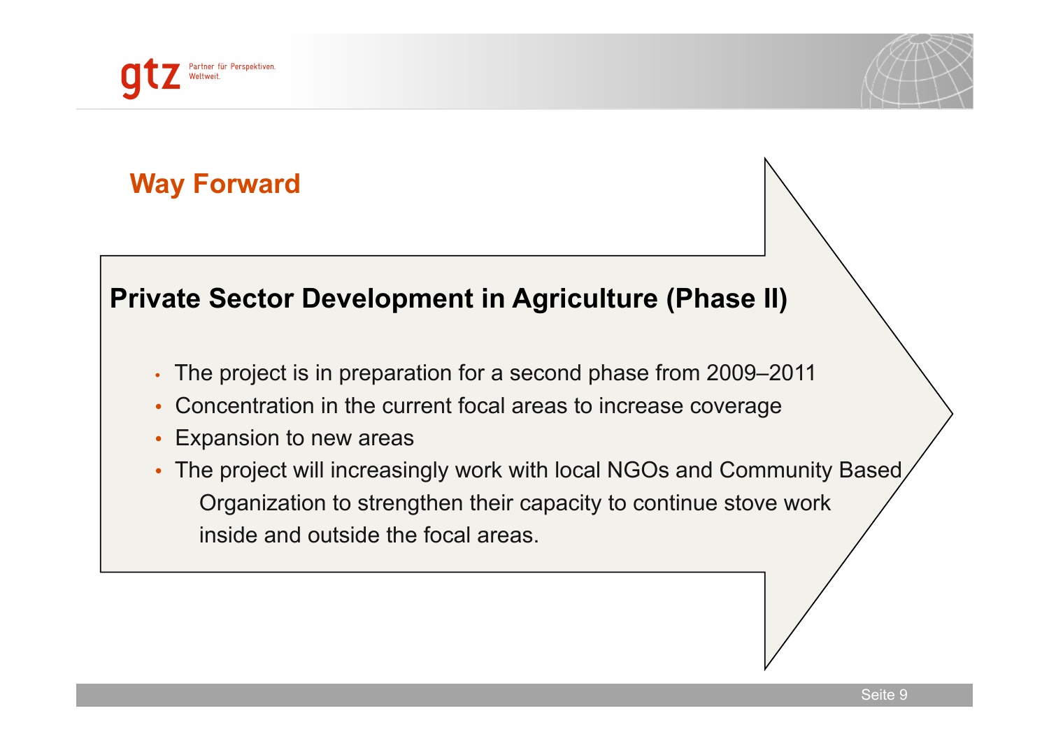## Way Forward

### Private Sector Development in Agriculture (Phase II)

- The project is in preparation for a second phase from 2009–2011
- Concentration in the current focal areas to increase coverage
- Expansion to new areas
- The project will increasingly work with local NGOs and Community Based Organization to strengthen their capacity to continue stove work inside and outside the focal areas.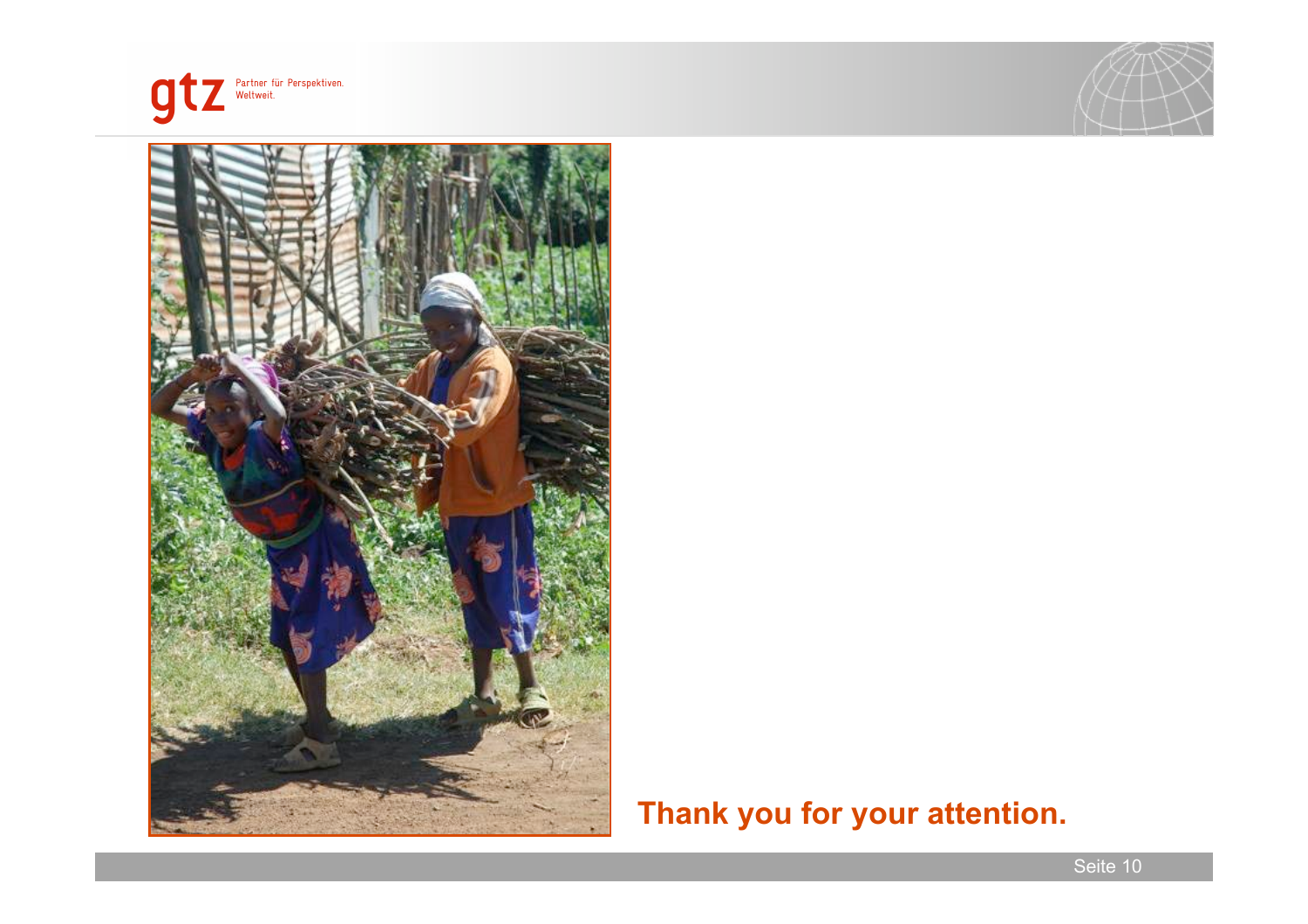**Thank you for your attention.**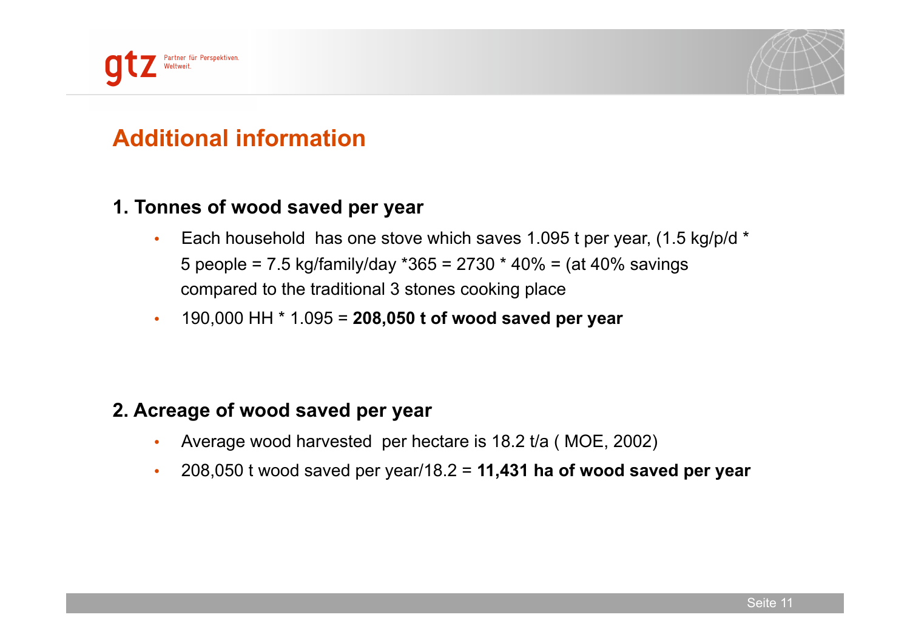# Additional information

## 1. Tonnes of wood saved per year

- Each household has one stove which saves 1.095 t per year, (1.5 kg/p/d * 5 people = 7.5 kg/family/day *365 = 2730 * 40% = (at 40% savings compared to the traditional 3 stones cooking place
- 190,000 HH * 1.095 = **208,050 t of wood saved per year**

## 2. Acreage of wood saved per year

- Average wood harvested per hectare is 18.2 t/a ( MOE, 2002)
- 208,050 t wood saved per year/18.2 = **11,431 ha of wood saved per year**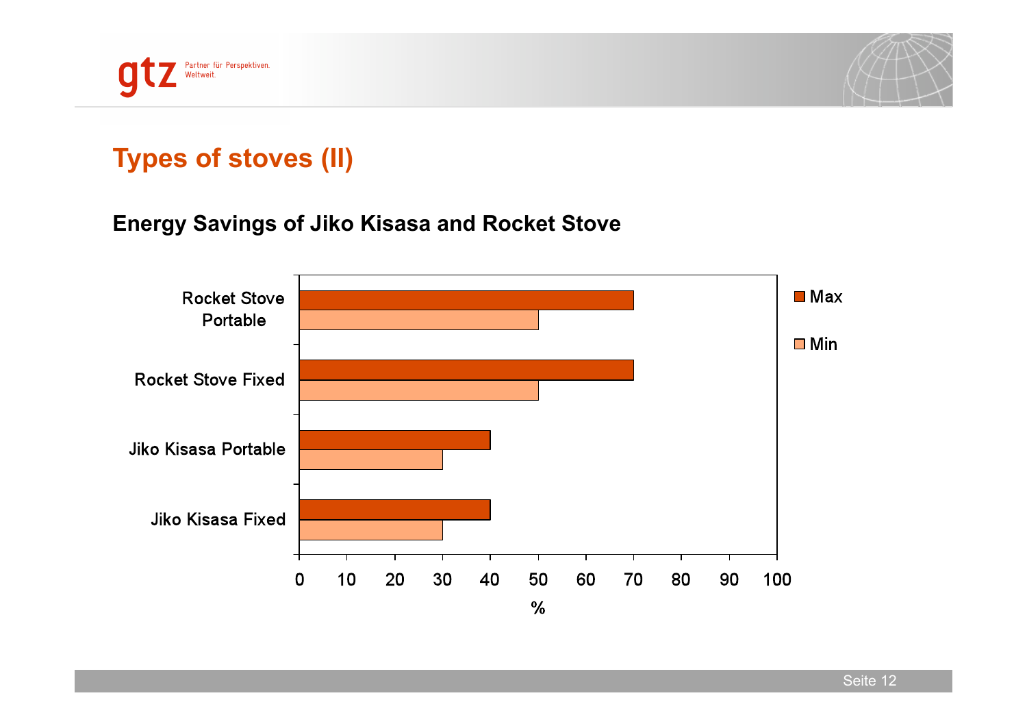# Types of stoves (II)

## Energy Savings of Jiko Kisasa and Rocket Stove

Rocket Stove Portable

Rocket Stove Fixed

Jiko Kisasa Portable

Jiko Kisasa Fixed

0 10 20 30 40 50 60 70 80 90 100

%

Max

Min